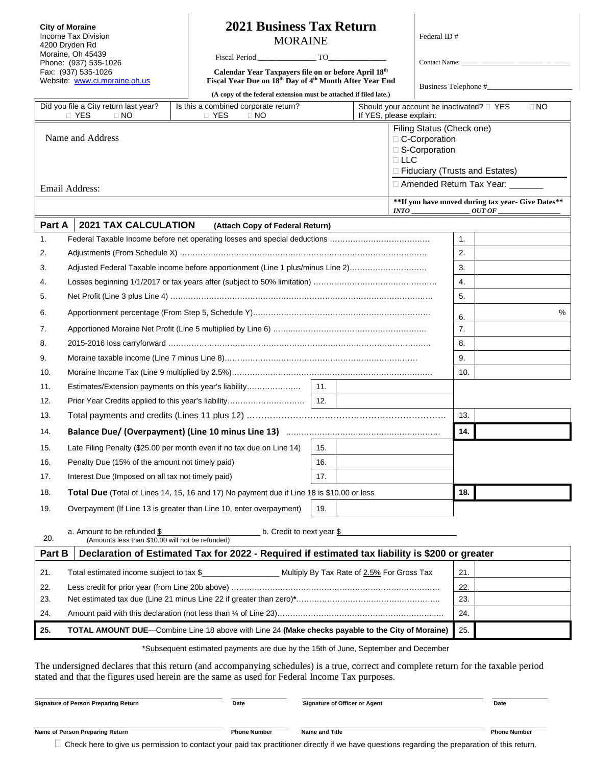**City of Moraine**
Income Tax Division
4200 Dryden Rd
Moraine, Oh 45439
Phone: (937) 535-1026
Fax: (937) 535-1026
Website: www.ci.moraine.oh.us

# 2021 Business Tax Return

## MORAINE

Fiscal Period _______________ TO_______________

**Calendar Year Taxpayers file on or before April 18th**
**Fiscal Year Due on 18th Day of 4th Month After Year End**

**(A copy of the federal extension must be attached if filed late.)**

Federal ID #

Contact Name: _______________________________

Business Telephone #_______________________

| Did you file a City return last year? ☐ YES ☐ NO | Is this a combined corporate return? ☐ YES ☐ NO | Should your account be inactivated? ☐ YES ☐ NO If YES, please explain: |
|---|---|---|

Name and Address

Email Address:

Filing Status (Check one)
☐ C-Corporation
☐ S-Corporation
☐ LLC
☐ Fiduciary (Trusts and Estates)

☐ Amended Return Tax Year: _______

***\*\*If you have moved during tax year- Give Dates\*\****
***INTO _______________ OUT OF _______________***

## Part A 2021 TAX CALCULATION (Attach Copy of Federal Return)

| | | | | | |
|---|---|---|---|---|---|
| 1. | Federal Taxable Income before net operating losses and special deductions | | | 1. | |
| 2. | Adjustments (From Schedule X) | | | 2. | |
| 3. | Adjusted Federal Taxable income before apportionment (Line 1 plus/minus Line 2) | | | 3. | |
| 4. | Losses beginning 1/1/2017 or tax years after (subject to 50% limitation) | | | 4. | |
| 5. | Net Profit (Line 3 plus Line 4) | | | 5. | |
| 6. | Apportionment percentage (From Step 5, Schedule Y) | | | 6. | % |
| 7. | Apportioned Moraine Net Profit (Line 5 multiplied by Line 6) | | | 7. | |
| 8. | 2015-2016 loss carryforward | | | 8. | |
| 9. | Moraine taxable income (Line 7 minus Line 8) | | | 9. | |
| 10. | Moraine Income Tax (Line 9 multiplied by 2.5%) | | | 10. | |
| 11. | Estimates/Extension payments on this year's liability | 11. | | | |
| 12. | Prior Year Credits applied to this year's liability | 12. | | | |
| 13. | Total payments and credits (Lines 11 plus 12) | | | 13. | |
| 14. | **Balance Due/ (Overpayment) (Line 10 minus Line 13)** | | | **14.** | |
| 15. | Late Filing Penalty ($25.00 per month even if no tax due on Line 14) | 15. | | | |
| 16. | Penalty Due (15% of the amount not timely paid) | 16. | | | |
| 17. | Interest Due (Imposed on all tax not timely paid) | 17. | | | |
| 18. | **Total Due** (Total of Lines 14, 15, 16 and 17) No payment due if Line 18 is $10.00 or less | | | **18.** | |
| 19. | Overpayment (If Line 13 is greater than Line 10, enter overpayment) | 19. | | | |

20. a. Amount to be refunded $_____________________ b. Credit to next year $_________________________
(Amounts less than $10.00 will not be refunded)

## Part B Declaration of Estimated Tax for 2022 - Required if estimated tax liability is $200 or greater

| | | | |
|---|---|---|---|
| 21. | Total estimated income subject to tax $_________________ Multiply By Tax Rate of 2.5% For Gross Tax | 21. | |
| 22. | Less credit for prior year (from Line 20b above) | 22. | |
| 23. | Net estimated tax due (Line 21 minus Line 22 if greater than zero)* | 23. | |
| 24. | Amount paid with this declaration (not less than ¼ of Line 23) | 24. | |
| **25.** | **TOTAL AMOUNT DUE**—Combine Line 18 above with Line 24 **(Make checks payable to the City of Moraine)** | 25. | |

*Subsequent estimated payments are due by the 15th of June, September and December

The undersigned declares that this return (and accompanying schedules) is a true, correct and complete return for the taxable period stated and that the figures used herein are the same as used for Federal Income Tax purposes.

| **Signature of Person Preparing Return** | **Date** | **Signature of Officer or Agent** | **Date** |
|---|---|---|---|
| **Name of Person Preparing Return** | **Phone Number** | **Name and Title** | **Phone Number** |

☐ Check here to give us permission to contact your paid tax practitioner directly if we have questions regarding the preparation of this return.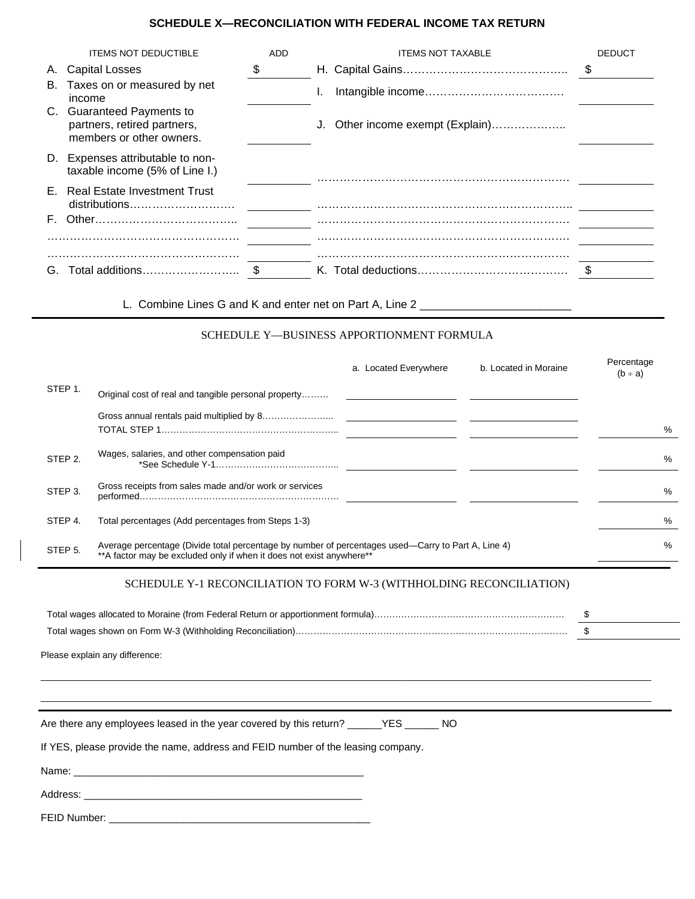## SCHEDULE X—RECONCILIATION WITH FEDERAL INCOME TAX RETURN

| ITEMS NOT DEDUCTIBLE | ADD | ITEMS NOT TAXABLE | DEDUCT |
|---|---|---|---|
| A. Capital Losses | $ | H. Capital Gains…………………………………….. | $ |
| B. Taxes on or measured by net income | | I. Intangible income………………………………. | |
| C. Guaranteed Payments to partners, retired partners, members or other owners. | | J. Other income exempt (Explain)……………….. | |
| D. Expenses attributable to non-taxable income (5% of Line I.) | | ……………………………………………………… | |
| E. Real Estate Investment Trust distributions………………………. | | ……………………………………………………….. | |
| F. Other……………………………….. | | ……………………………………………………… | |
| …………………………………………… | | ……………………………………………………… | |
| …………………………………………… | | ……………………………………………………… | |
| G. Total additions…………………….. | $ | K. Total deductions…………………………………. | $ |

L. Combine Lines G and K and enter net on Part A, Line 2 _______________________

## SCHEDULE Y—BUSINESS APPORTIONMENT FORMULA

| | | a. Located Everywhere | b. Located in Moraine | Percentage (b ÷ a) |
|---|---|---|---|---|
| STEP 1. | Original cost of real and tangible personal property……… | | | |
| | Gross annual rentals paid multiplied by 8………………….. | | | |
| | TOTAL STEP 1………………………………………………….. | | | % |
| STEP 2. | Wages, salaries, and other compensation paid *See Schedule Y-1………………………………….. | | | % |
| STEP 3. | Gross receipts from sales made and/or work or services performed………………………………………………………… | | | % |
| STEP 4. | Total percentages (Add percentages from Steps 1-3) | | | % |
| STEP 5. | Average percentage (Divide total percentage by number of percentages used—Carry to Part A, Line 4) **A factor may be excluded only if when it does not exist anywhere** | | | % |

## SCHEDULE Y-1 RECONCILIATION TO FORM W-3 (WITHHOLDING RECONCILIATION)

| | |
|---|---|
| Total wages allocated to Moraine (from Federal Return or apportionment formula)……………………………………………………… | $ |
| Total wages shown on Form W-3 (Withholding Reconciliation)………………………………………………………………………… | $ |

Please explain any difference:

_____________________________________________________________________________________________

_____________________________________________________________________________________________

Are there any employees leased in the year covered by this return? ______YES ______ NO

If YES, please provide the name, address and FEID number of the leasing company.

Name: ____________________________________________________

Address: __________________________________________________

FEID Number: ______________________________________________